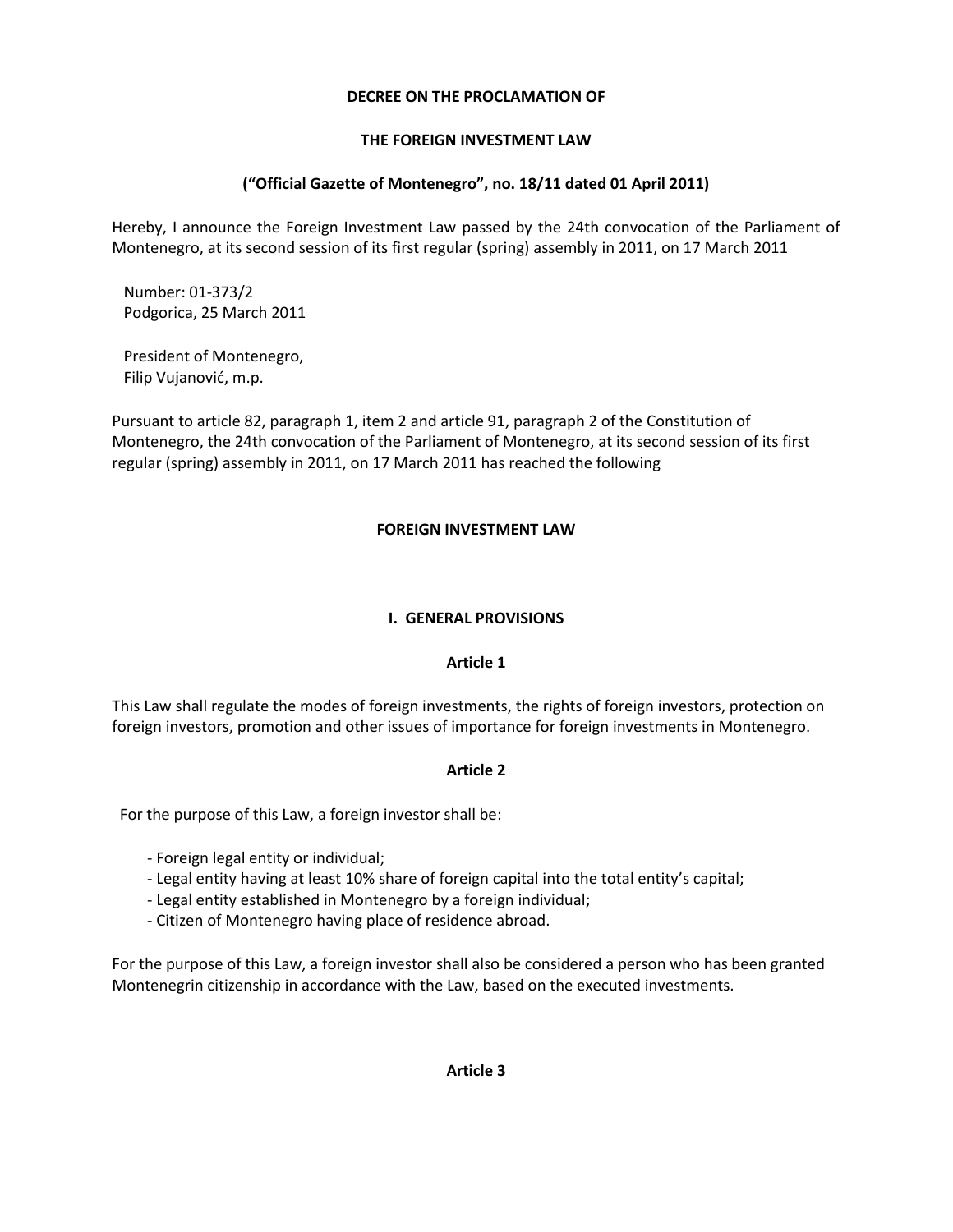**DECREE ON THE PROCLAMATION OF**

**THE FOREIGN INVESTMENT LAW**

**("Official Gazette of Montenegro", no. 18/11 dated 01 April 2011)**

Hereby, I announce the Foreign Investment Law passed by the 24th convocation of the Parliament of Montenegro, at its second session of its first regular (spring) assembly in 2011, on 17 March 2011

Number: 01-373/2
Podgorica, 25 March 2011

President of Montenegro,
Filip Vujanović, m.p.

Pursuant to article 82, paragraph 1, item 2 and article 91, paragraph 2 of the Constitution of Montenegro, the 24th convocation of the Parliament of Montenegro, at its second session of its first regular (spring) assembly in 2011, on 17 March 2011 has reached the following

# FOREIGN INVESTMENT LAW

## I. GENERAL PROVISIONS

### Article 1

This Law shall regulate the modes of foreign investments, the rights of foreign investors, protection on foreign investors, promotion and other issues of importance for foreign investments in Montenegro.

### Article 2

For the purpose of this Law, a foreign investor shall be:

- Foreign legal entity or individual;
- Legal entity having at least 10% share of foreign capital into the total entity's capital;
- Legal entity established in Montenegro by a foreign individual;
- Citizen of Montenegro having place of residence abroad.

For the purpose of this Law, a foreign investor shall also be considered a person who has been granted Montenegrin citizenship in accordance with the Law, based on the executed investments.

### Article 3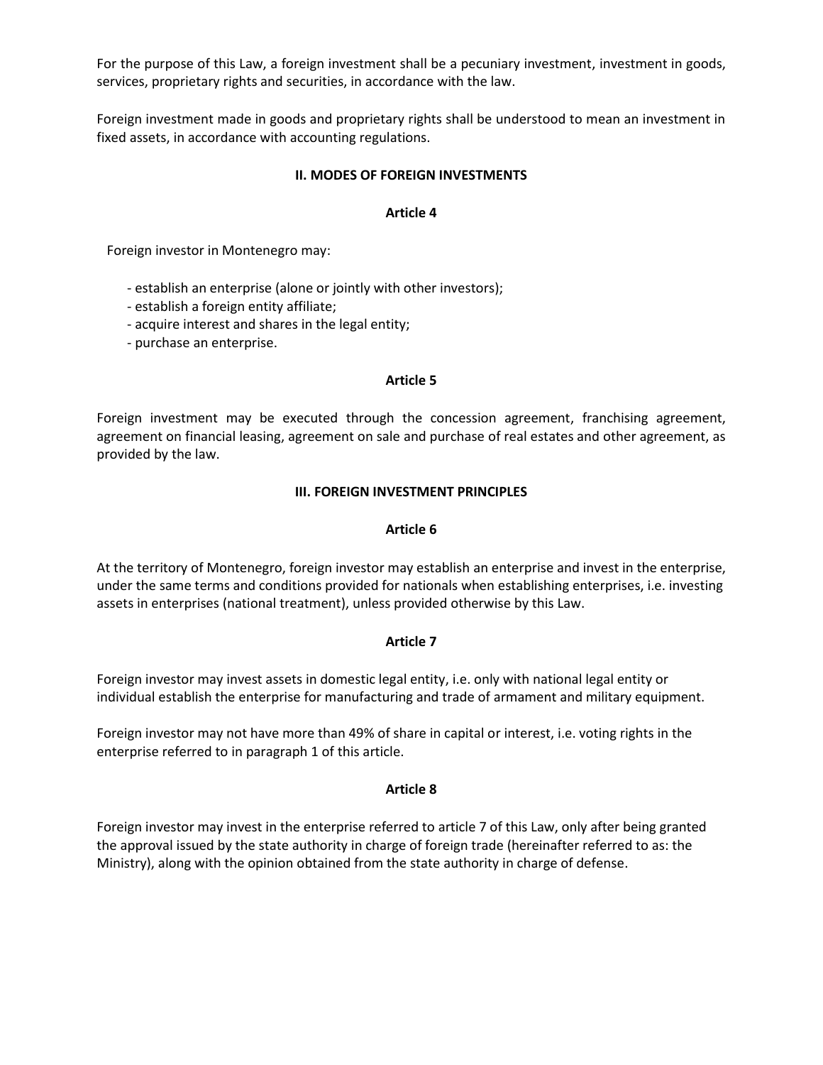For the purpose of this Law, a foreign investment shall be a pecuniary investment, investment in goods, services, proprietary rights and securities, in accordance with the law.

Foreign investment made in goods and proprietary rights shall be understood to mean an investment in fixed assets, in accordance with accounting regulations.

## II. MODES OF FOREIGN INVESTMENTS

### Article 4

Foreign investor in Montenegro may:

- establish an enterprise (alone or jointly with other investors);
- establish a foreign entity affiliate;
- acquire interest and shares in the legal entity;
- purchase an enterprise.

### Article 5

Foreign investment may be executed through the concession agreement, franchising agreement, agreement on financial leasing, agreement on sale and purchase of real estates and other agreement, as provided by the law.

## III. FOREIGN INVESTMENT PRINCIPLES

### Article 6

At the territory of Montenegro, foreign investor may establish an enterprise and invest in the enterprise, under the same terms and conditions provided for nationals when establishing enterprises, i.e. investing assets in enterprises (national treatment), unless provided otherwise by this Law.

### Article 7

Foreign investor may invest assets in domestic legal entity, i.e. only with national legal entity or individual establish the enterprise for manufacturing and trade of armament and military equipment.

Foreign investor may not have more than 49% of share in capital or interest, i.e. voting rights in the enterprise referred to in paragraph 1 of this article.

### Article 8

Foreign investor may invest in the enterprise referred to article 7 of this Law, only after being granted the approval issued by the state authority in charge of foreign trade (hereinafter referred to as: the Ministry), along with the opinion obtained from the state authority in charge of defense.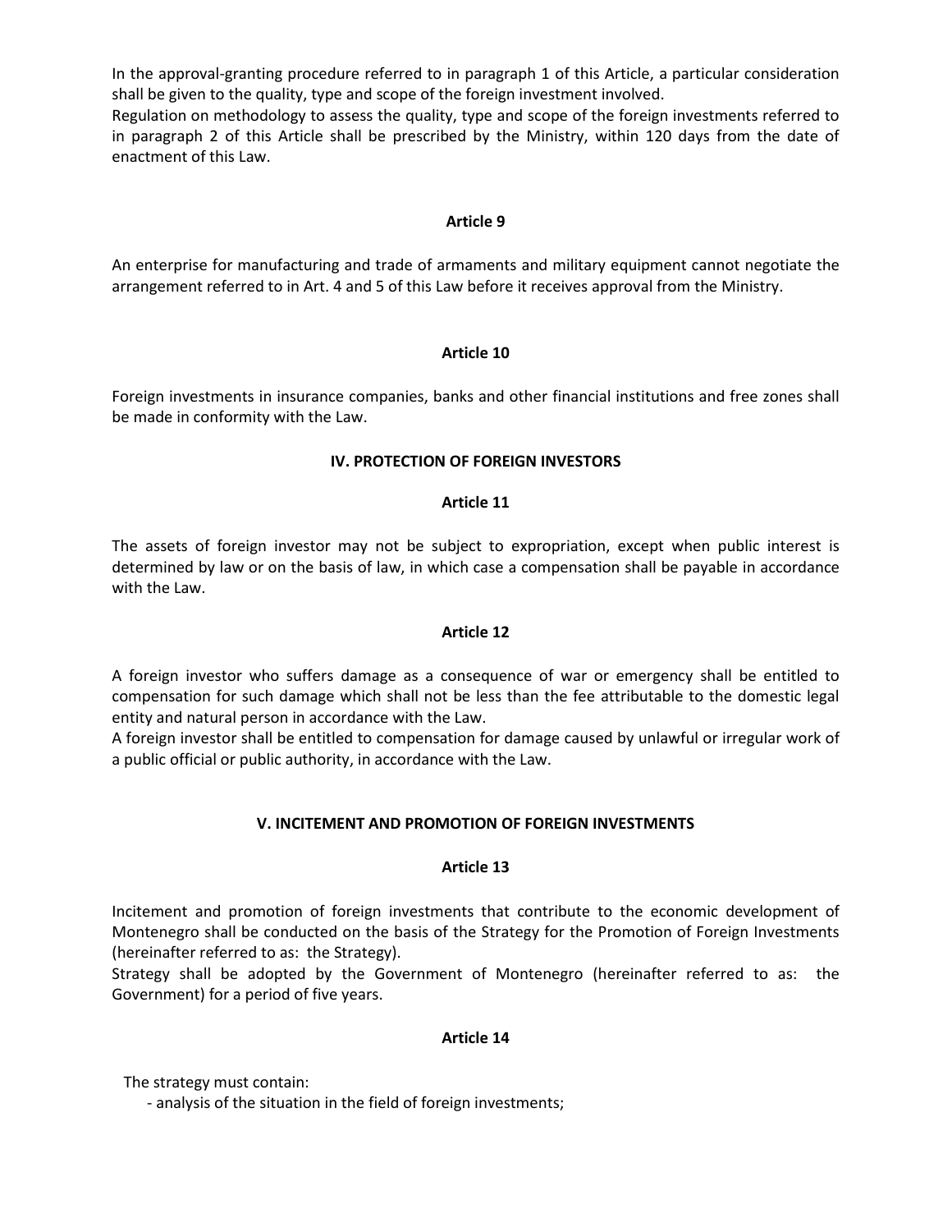In the approval-granting procedure referred to in paragraph 1 of this Article, a particular consideration shall be given to the quality, type and scope of the foreign investment involved.

Regulation on methodology to assess the quality, type and scope of the foreign investments referred to in paragraph 2 of this Article shall be prescribed by the Ministry, within 120 days from the date of enactment of this Law.

### Article 9

An enterprise for manufacturing and trade of armaments and military equipment cannot negotiate the arrangement referred to in Art. 4 and 5 of this Law before it receives approval from the Ministry.

### Article 10

Foreign investments in insurance companies, banks and other financial institutions and free zones shall be made in conformity with the Law.

## IV. PROTECTION OF FOREIGN INVESTORS

### Article 11

The assets of foreign investor may not be subject to expropriation, except when public interest is determined by law or on the basis of law, in which case a compensation shall be payable in accordance with the Law.

### Article 12

A foreign investor who suffers damage as a consequence of war or emergency shall be entitled to compensation for such damage which shall not be less than the fee attributable to the domestic legal entity and natural person in accordance with the Law.

A foreign investor shall be entitled to compensation for damage caused by unlawful or irregular work of a public official or public authority, in accordance with the Law.

## V. INCITEMENT AND PROMOTION OF FOREIGN INVESTMENTS

### Article 13

Incitement and promotion of foreign investments that contribute to the economic development of Montenegro shall be conducted on the basis of the Strategy for the Promotion of Foreign Investments (hereinafter referred to as: the Strategy).

Strategy shall be adopted by the Government of Montenegro (hereinafter referred to as: the Government) for a period of five years.

### Article 14

The strategy must contain:

- analysis of the situation in the field of foreign investments;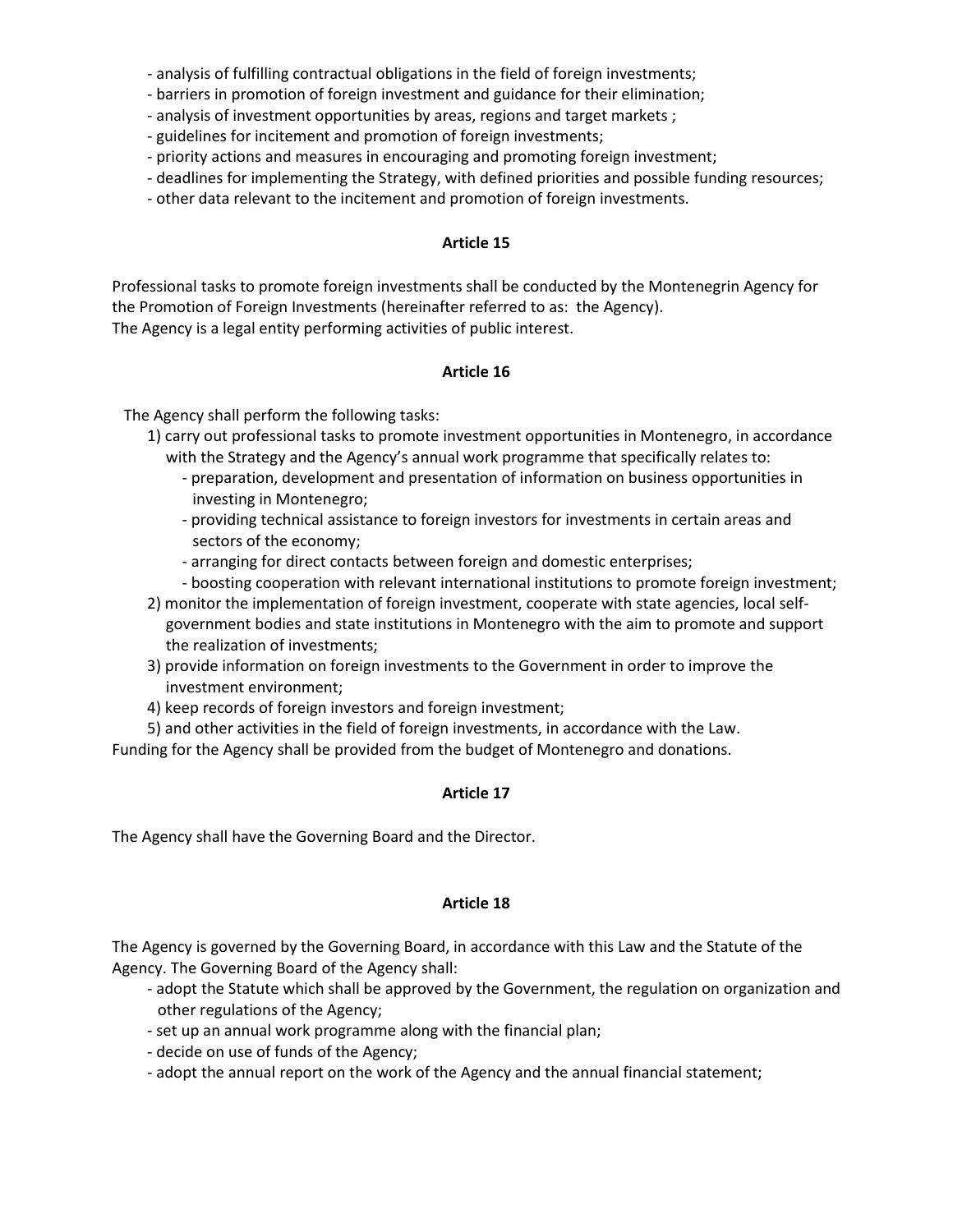- analysis of fulfilling contractual obligations in the field of foreign investments;
- barriers in promotion of foreign investment and guidance for their elimination;
- analysis of investment opportunities by areas, regions and target markets ;
- guidelines for incitement and promotion of foreign investments;
- priority actions and measures in encouraging and promoting foreign investment;
- deadlines for implementing the Strategy, with defined priorities and possible funding resources;
- other data relevant to the incitement and promotion of foreign investments.

**Article 15**

Professional tasks to promote foreign investments shall be conducted by the Montenegrin Agency for the Promotion of Foreign Investments (hereinafter referred to as: the Agency).
The Agency is a legal entity performing activities of public interest.

**Article 16**

The Agency shall perform the following tasks:

1) carry out professional tasks to promote investment opportunities in Montenegro, in accordance with the Strategy and the Agency's annual work programme that specifically relates to:
   - preparation, development and presentation of information on business opportunities in investing in Montenegro;
   - providing technical assistance to foreign investors for investments in certain areas and sectors of the economy;
   - arranging for direct contacts between foreign and domestic enterprises;
   - boosting cooperation with relevant international institutions to promote foreign investment;
2) monitor the implementation of foreign investment, cooperate with state agencies, local self-government bodies and state institutions in Montenegro with the aim to promote and support the realization of investments;
3) provide information on foreign investments to the Government in order to improve the investment environment;
4) keep records of foreign investors and foreign investment;
5) and other activities in the field of foreign investments, in accordance with the Law.

Funding for the Agency shall be provided from the budget of Montenegro and donations.

**Article 17**

The Agency shall have the Governing Board and the Director.

**Article 18**

The Agency is governed by the Governing Board, in accordance with this Law and the Statute of the Agency. The Governing Board of the Agency shall:

- adopt the Statute which shall be approved by the Government, the regulation on organization and other regulations of the Agency;
- set up an annual work programme along with the financial plan;
- decide on use of funds of the Agency;
- adopt the annual report on the work of the Agency and the annual financial statement;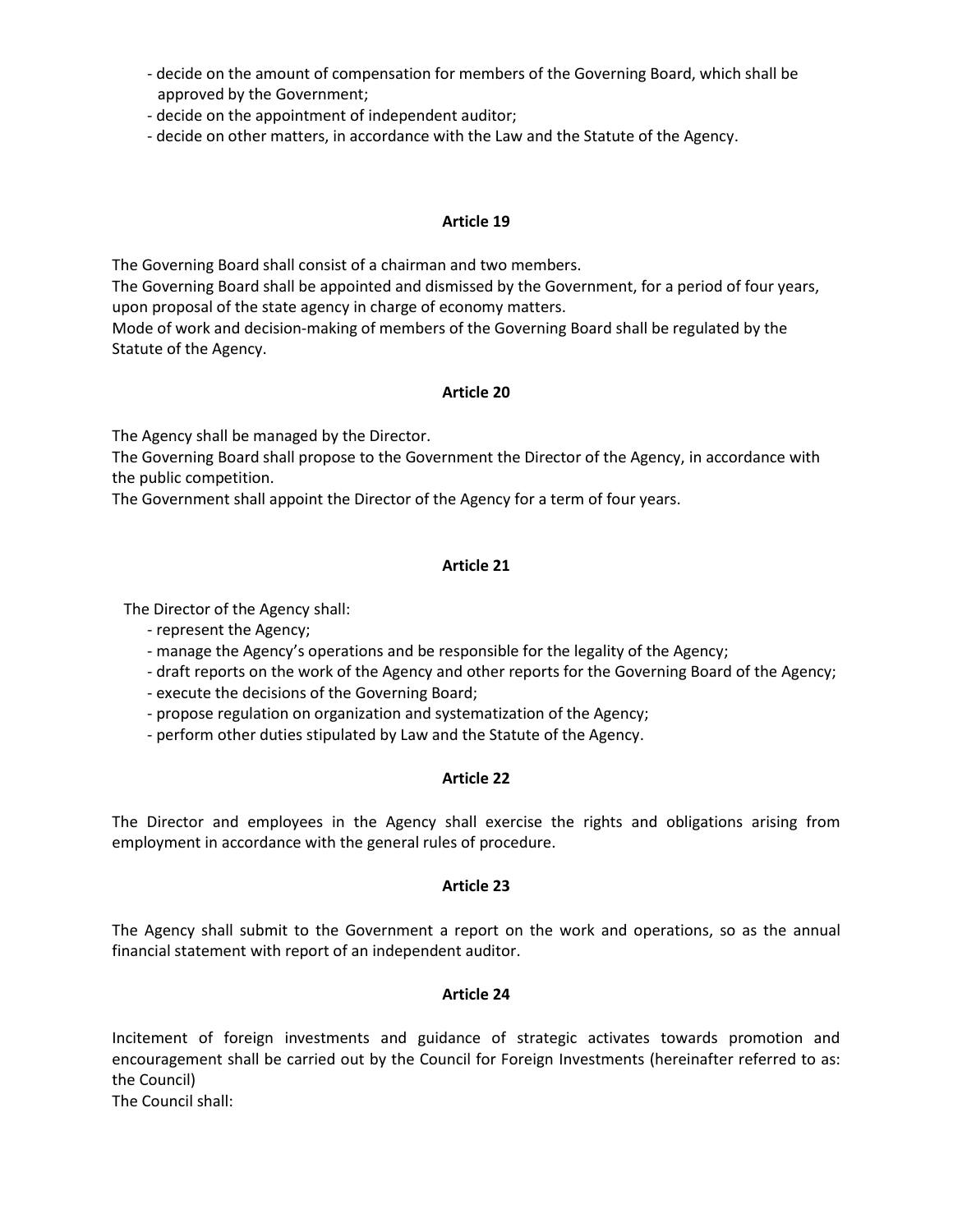- decide on the amount of compensation for members of the Governing Board, which shall be approved by the Government;
- decide on the appointment of independent auditor;
- decide on other matters, in accordance with the Law and the Statute of the Agency.

### Article 19

The Governing Board shall consist of a chairman and two members.
The Governing Board shall be appointed and dismissed by the Government, for a period of four years, upon proposal of the state agency in charge of economy matters.
Mode of work and decision-making of members of the Governing Board shall be regulated by the Statute of the Agency.

### Article 20

The Agency shall be managed by the Director.
The Governing Board shall propose to the Government the Director of the Agency, in accordance with the public competition.
The Government shall appoint the Director of the Agency for a term of four years.

### Article 21

The Director of the Agency shall:

- represent the Agency;
- manage the Agency's operations and be responsible for the legality of the Agency;
- draft reports on the work of the Agency and other reports for the Governing Board of the Agency;
- execute the decisions of the Governing Board;
- propose regulation on organization and systematization of the Agency;
- perform other duties stipulated by Law and the Statute of the Agency.

### Article 22

The Director and employees in the Agency shall exercise the rights and obligations arising from employment in accordance with the general rules of procedure.

### Article 23

The Agency shall submit to the Government a report on the work and operations, so as the annual financial statement with report of an independent auditor.

### Article 24

Incitement of foreign investments and guidance of strategic activates towards promotion and encouragement shall be carried out by the Council for Foreign Investments (hereinafter referred to as: the Council)
The Council shall: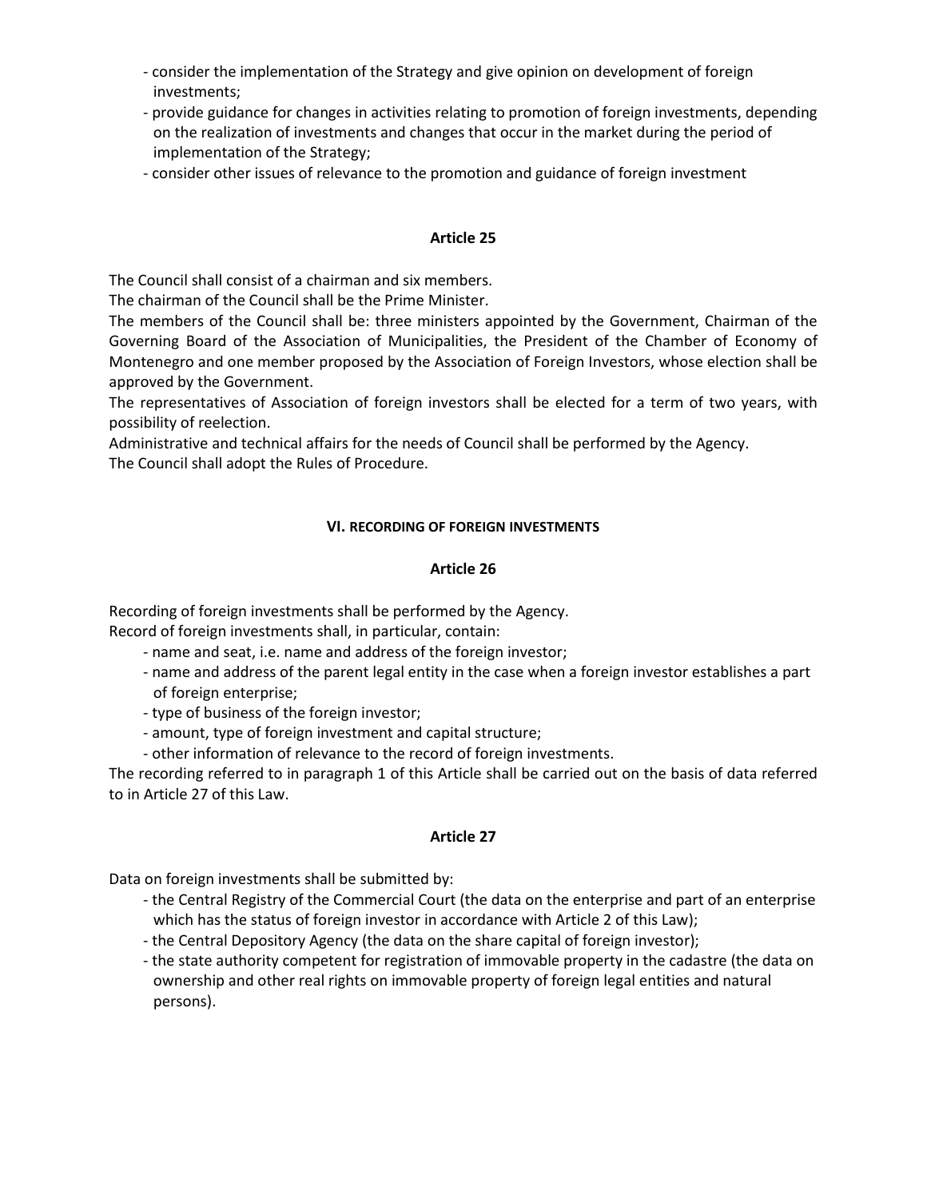- consider the implementation of the Strategy and give opinion on development of foreign investments;
- provide guidance for changes in activities relating to promotion of foreign investments, depending on the realization of investments and changes that occur in the market during the period of implementation of the Strategy;
- consider other issues of relevance to the promotion and guidance of foreign investment

**Article 25**

The Council shall consist of a chairman and six members.

The chairman of the Council shall be the Prime Minister.

The members of the Council shall be: three ministers appointed by the Government, Chairman of the Governing Board of the Association of Municipalities, the President of the Chamber of Economy of Montenegro and one member proposed by the Association of Foreign Investors, whose election shall be approved by the Government.

The representatives of Association of foreign investors shall be elected for a term of two years, with possibility of reelection.

Administrative and technical affairs for the needs of Council shall be performed by the Agency.

The Council shall adopt the Rules of Procedure.

## VI. RECORDING OF FOREIGN INVESTMENTS

**Article 26**

Recording of foreign investments shall be performed by the Agency.

Record of foreign investments shall, in particular, contain:

- name and seat, i.e. name and address of the foreign investor;
- name and address of the parent legal entity in the case when a foreign investor establishes a part of foreign enterprise;
- type of business of the foreign investor;
- amount, type of foreign investment and capital structure;
- other information of relevance to the record of foreign investments.

The recording referred to in paragraph 1 of this Article shall be carried out on the basis of data referred to in Article 27 of this Law.

**Article 27**

Data on foreign investments shall be submitted by:

- the Central Registry of the Commercial Court (the data on the enterprise and part of an enterprise which has the status of foreign investor in accordance with Article 2 of this Law);
- the Central Depository Agency (the data on the share capital of foreign investor);
- the state authority competent for registration of immovable property in the cadastre (the data on ownership and other real rights on immovable property of foreign legal entities and natural persons).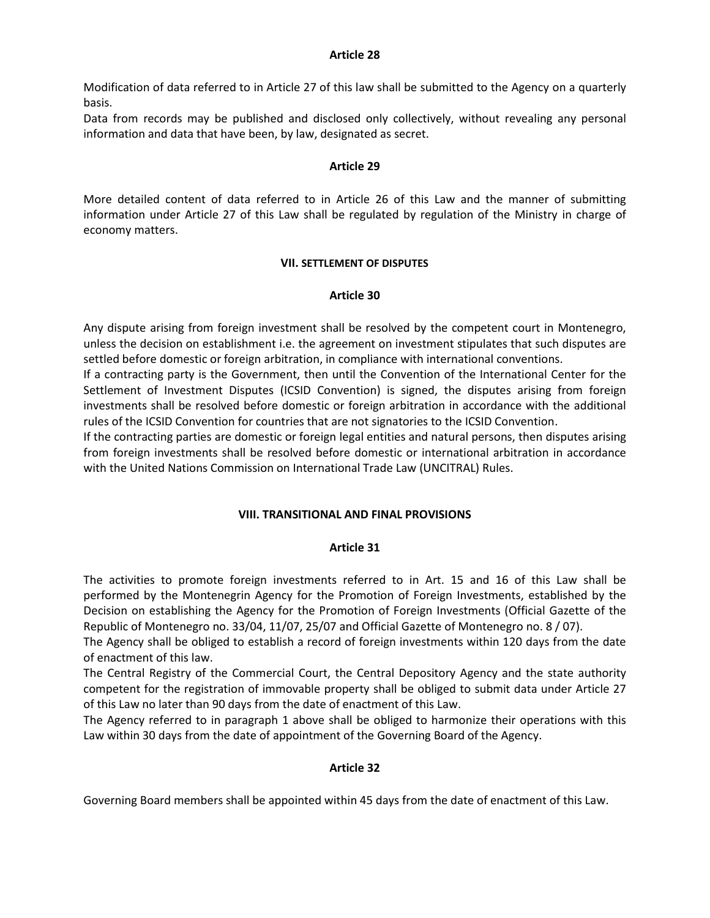### Article 28

Modification of data referred to in Article 27 of this law shall be submitted to the Agency on a quarterly basis.
Data from records may be published and disclosed only collectively, without revealing any personal information and data that have been, by law, designated as secret.

### Article 29

More detailed content of data referred to in Article 26 of this Law and the manner of submitting information under Article 27 of this Law shall be regulated by regulation of the Ministry in charge of economy matters.

## VII. SETTLEMENT OF DISPUTES

### Article 30

Any dispute arising from foreign investment shall be resolved by the competent court in Montenegro, unless the decision on establishment i.e. the agreement on investment stipulates that such disputes are settled before domestic or foreign arbitration, in compliance with international conventions.
If a contracting party is the Government, then until the Convention of the International Center for the Settlement of Investment Disputes (ICSID Convention) is signed, the disputes arising from foreign investments shall be resolved before domestic or foreign arbitration in accordance with the additional rules of the ICSID Convention for countries that are not signatories to the ICSID Convention.
If the contracting parties are domestic or foreign legal entities and natural persons, then disputes arising from foreign investments shall be resolved before domestic or international arbitration in accordance with the United Nations Commission on International Trade Law (UNCITRAL) Rules.

## VIII. TRANSITIONAL AND FINAL PROVISIONS

### Article 31

The activities to promote foreign investments referred to in Art. 15 and 16 of this Law shall be performed by the Montenegrin Agency for the Promotion of Foreign Investments, established by the Decision on establishing the Agency for the Promotion of Foreign Investments (Official Gazette of the Republic of Montenegro no. 33/04, 11/07, 25/07 and Official Gazette of Montenegro no. 8 / 07).
The Agency shall be obliged to establish a record of foreign investments within 120 days from the date of enactment of this law.
The Central Registry of the Commercial Court, the Central Depository Agency and the state authority competent for the registration of immovable property shall be obliged to submit data under Article 27 of this Law no later than 90 days from the date of enactment of this Law.
The Agency referred to in paragraph 1 above shall be obliged to harmonize their operations with this Law within 30 days from the date of appointment of the Governing Board of the Agency.

### Article 32

Governing Board members shall be appointed within 45 days from the date of enactment of this Law.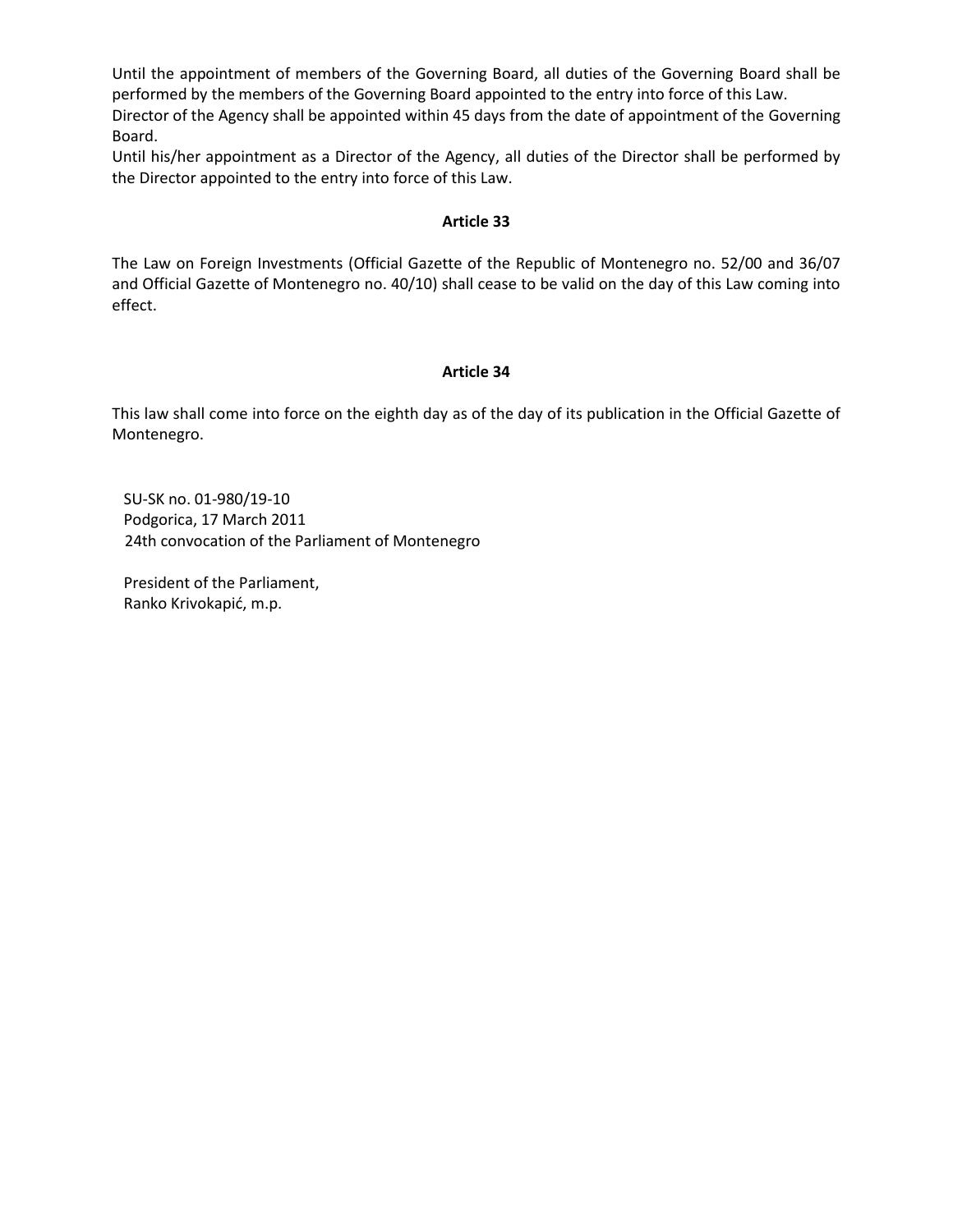Until the appointment of members of the Governing Board, all duties of the Governing Board shall be performed by the members of the Governing Board appointed to the entry into force of this Law.
Director of the Agency shall be appointed within 45 days from the date of appointment of the Governing Board.
Until his/her appointment as a Director of the Agency, all duties of the Director shall be performed by the Director appointed to the entry into force of this Law.

**Article 33**

The Law on Foreign Investments (Official Gazette of the Republic of Montenegro no. 52/00 and 36/07 and Official Gazette of Montenegro no. 40/10) shall cease to be valid on the day of this Law coming into effect.

**Article 34**

This law shall come into force on the eighth day as of the day of its publication in the Official Gazette of Montenegro.

SU-SK no. 01-980/19-10
Podgorica, 17 March 2011
24th convocation of the Parliament of Montenegro

President of the Parliament,
Ranko Krivokapić, m.p.